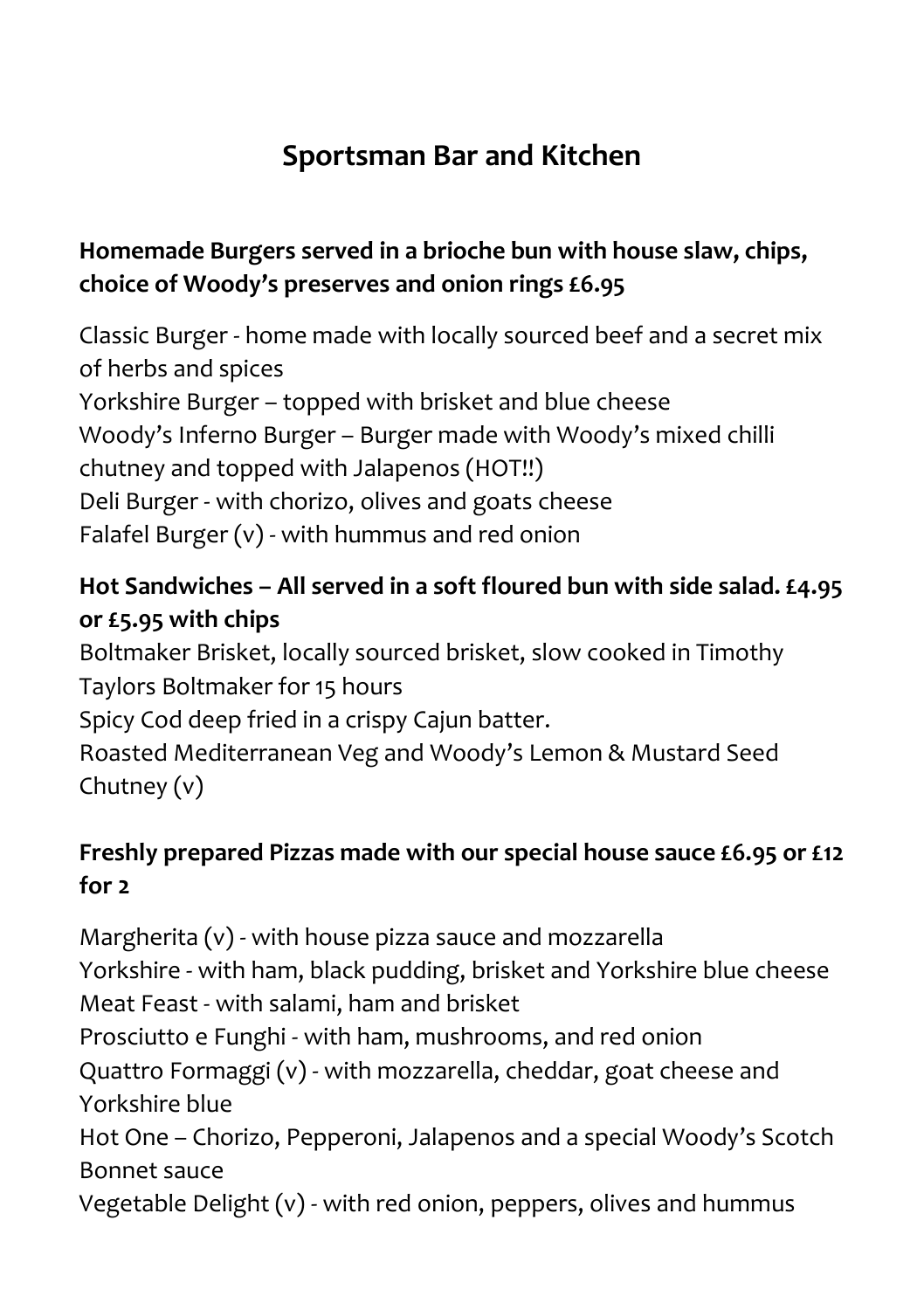# Sportsman Bar and Kitchen

**Homemade Burgers served in a brioche bun with house slaw, chips, choice of Woody's preserves and onion rings £6.95**

Classic Burger - home made with locally sourced beef and a secret mix of herbs and spices
Yorkshire Burger – topped with brisket and blue cheese
Woody's Inferno Burger – Burger made with Woody's mixed chilli chutney and topped with Jalapenos (HOT!!)
Deli Burger - with chorizo, olives and goats cheese
Falafel Burger (v) - with hummus and red onion

**Hot Sandwiches – All served in a soft floured bun with side salad. £4.95 or £5.95 with chips**

Boltmaker Brisket, locally sourced brisket, slow cooked in Timothy Taylors Boltmaker for 15 hours
Spicy Cod deep fried in a crispy Cajun batter.
Roasted Mediterranean Veg and Woody's Lemon & Mustard Seed Chutney (v)

**Freshly prepared Pizzas made with our special house sauce £6.95 or £12 for 2**

Margherita (v) - with house pizza sauce and mozzarella
Yorkshire - with ham, black pudding, brisket and Yorkshire blue cheese
Meat Feast - with salami, ham and brisket
Prosciutto e Funghi - with ham, mushrooms, and red onion
Quattro Formaggi (v) - with mozzarella, cheddar, goat cheese and Yorkshire blue
Hot One – Chorizo, Pepperoni, Jalapenos and a special Woody's Scotch Bonnet sauce
Vegetable Delight (v) - with red onion, peppers, olives and hummus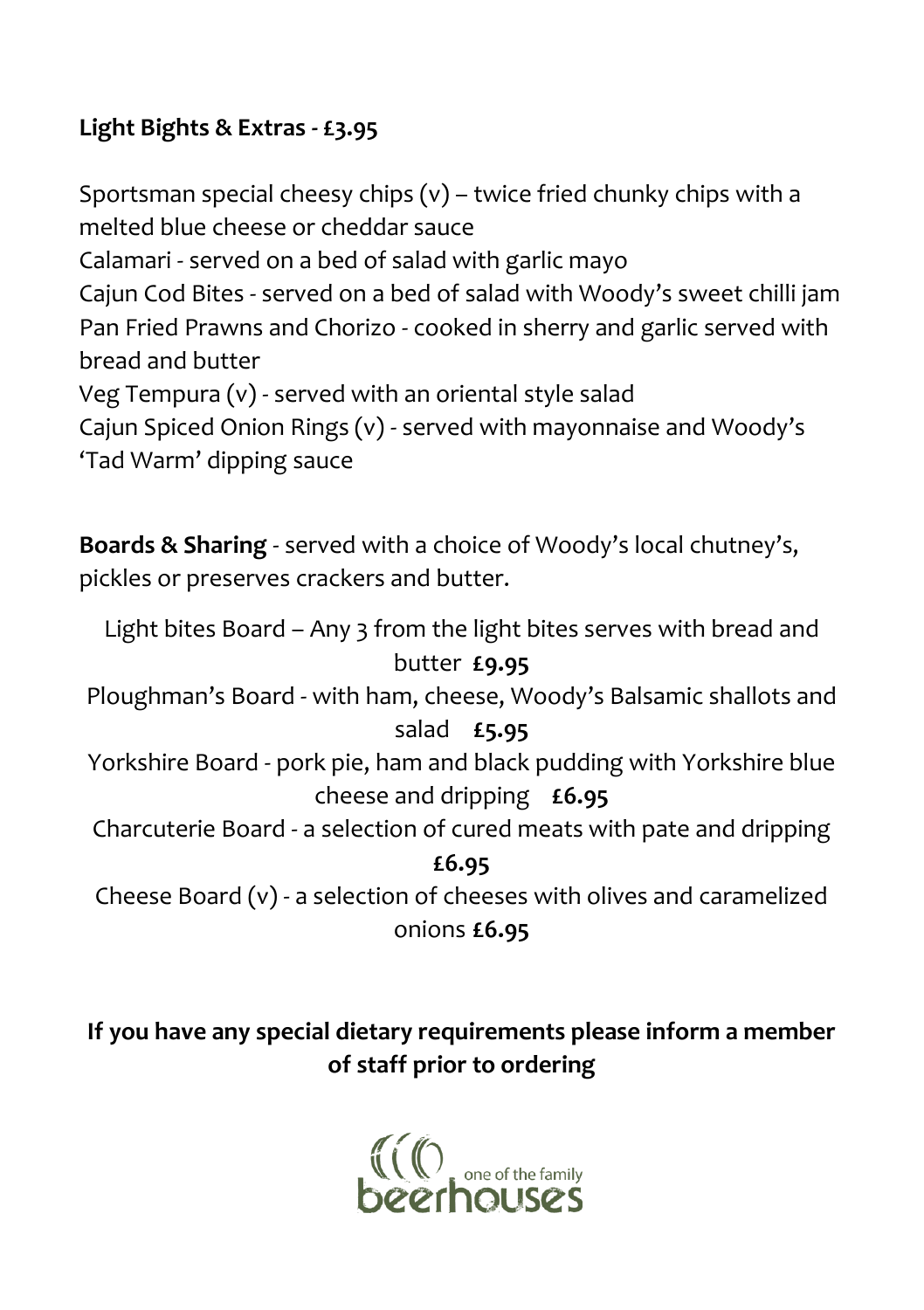**Light Bights & Extras - £3.95**

Sportsman special cheesy chips (v) – twice fried chunky chips with a melted blue cheese or cheddar sauce
Calamari - served on a bed of salad with garlic mayo
Cajun Cod Bites - served on a bed of salad with Woody's sweet chilli jam
Pan Fried Prawns and Chorizo - cooked in sherry and garlic served with bread and butter
Veg Tempura (v) - served with an oriental style salad
Cajun Spiced Onion Rings (v) - served with mayonnaise and Woody's 'Tad Warm' dipping sauce

**Boards & Sharing** - served with a choice of Woody's local chutney's, pickles or preserves crackers and butter.

Light bites Board – Any 3 from the light bites serves with bread and butter **£9.95**

Ploughman's Board - with ham, cheese, Woody's Balsamic shallots and salad **£5.95**

Yorkshire Board - pork pie, ham and black pudding with Yorkshire blue cheese and dripping **£6.95**

Charcuterie Board - a selection of cured meats with pate and dripping **£6.95**

Cheese Board (v) - a selection of cheeses with olives and caramelized onions **£6.95**

**If you have any special dietary requirements please inform a member of staff prior to ordering**

one of the family
beerhouses